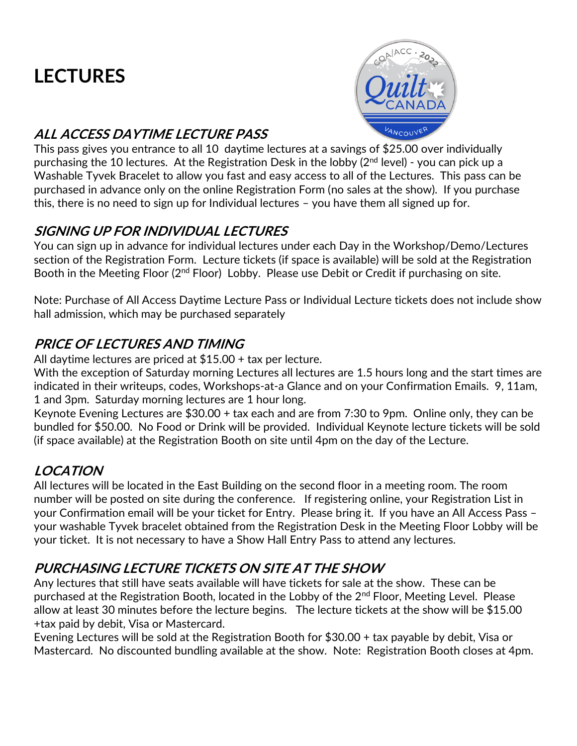# LECTURES

## *ALL ACCESS DAYTIME LECTURE PASS*

This pass gives you entrance to all 10 daytime lectures at a savings of $25.00 over individually purchasing the 10 lectures. At the Registration Desk in the lobby (2nd level) - you can pick up a Washable Tyvek Bracelet to allow you fast and easy access to all of the Lectures. This pass can be purchased in advance only on the online Registration Form (no sales at the show). If you purchase this, there is no need to sign up for Individual lectures – you have them all signed up for.

## *SIGNING UP FOR INDIVIDUAL LECTURES*

You can sign up in advance for individual lectures under each Day in the Workshop/Demo/Lectures section of the Registration Form. Lecture tickets (if space is available) will be sold at the Registration Booth in the Meeting Floor (2nd Floor) Lobby. Please use Debit or Credit if purchasing on site.

Note: Purchase of All Access Daytime Lecture Pass or Individual Lecture tickets does not include show hall admission, which may be purchased separately

## *PRICE OF LECTURES AND TIMING*

All daytime lectures are priced at $15.00 + tax per lecture.
With the exception of Saturday morning Lectures all lectures are 1.5 hours long and the start times are indicated in their writeups, codes, Workshops-at-a Glance and on your Confirmation Emails. 9, 11am, 1 and 3pm. Saturday morning lectures are 1 hour long.
Keynote Evening Lectures are $30.00 + tax each and are from 7:30 to 9pm. Online only, they can be bundled for $50.00. No Food or Drink will be provided. Individual Keynote lecture tickets will be sold (if space available) at the Registration Booth on site until 4pm on the day of the Lecture.

## *LOCATION*

All lectures will be located in the East Building on the second floor in a meeting room. The room number will be posted on site during the conference. If registering online, your Registration List in your Confirmation email will be your ticket for Entry. Please bring it. If you have an All Access Pass – your washable Tyvek bracelet obtained from the Registration Desk in the Meeting Floor Lobby will be your ticket. It is not necessary to have a Show Hall Entry Pass to attend any lectures.

## *PURCHASING LECTURE TICKETS ON SITE AT THE SHOW*

Any lectures that still have seats available will have tickets for sale at the show. These can be purchased at the Registration Booth, located in the Lobby of the 2nd Floor, Meeting Level. Please allow at least 30 minutes before the lecture begins. The lecture tickets at the show will be $15.00 +tax paid by debit, Visa or Mastercard.
Evening Lectures will be sold at the Registration Booth for $30.00 + tax payable by debit, Visa or Mastercard. No discounted bundling available at the show. Note: Registration Booth closes at 4pm.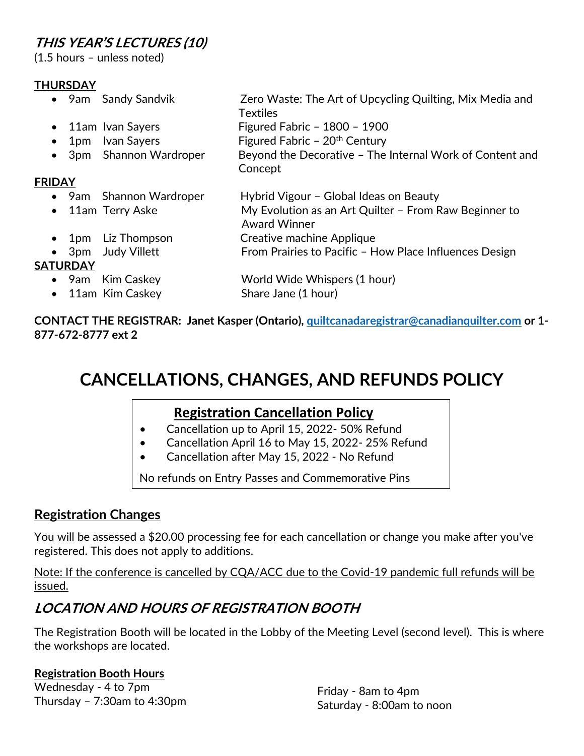### *THIS YEAR'S LECTURES (10)*

(1.5 hours – unless noted)

**THURSDAY**

- 9am Sandy Sandvik — Zero Waste: The Art of Upcycling Quilting, Mix Media and Textiles
- 11am Ivan Sayers — Figured Fabric – 1800 – 1900
- 1pm Ivan Sayers — Figured Fabric – 20th Century
- 3pm Shannon Wardroper — Beyond the Decorative – The Internal Work of Content and Concept

**FRIDAY**

- 9am Shannon Wardroper — Hybrid Vigour – Global Ideas on Beauty
- 11am Terry Aske — My Evolution as an Art Quilter – From Raw Beginner to Award Winner
- 1pm Liz Thompson — Creative machine Applique
- 3pm Judy Villett — From Prairies to Pacific – How Place Influences Design

**SATURDAY**

- 9am Kim Caskey — World Wide Whispers (1 hour)
- 11am Kim Caskey — Share Jane (1 hour)

**CONTACT THE REGISTRAR: Janet Kasper (Ontario), quiltcanadaregistrar@canadianquilter.com or 1-877-672-8777 ext 2**

# CANCELLATIONS, CHANGES, AND REFUNDS POLICY

**Registration Cancellation Policy**

- Cancellation up to April 15, 2022- 50% Refund
- Cancellation April 16 to May 15, 2022- 25% Refund
- Cancellation after May 15, 2022 - No Refund

No refunds on Entry Passes and Commemorative Pins

## Registration Changes

You will be assessed a $20.00 processing fee for each cancellation or change you make after you've registered. This does not apply to additions.

Note: If the conference is cancelled by CQA/ACC due to the Covid-19 pandemic full refunds will be issued.

## *LOCATION AND HOURS OF REGISTRATION BOOTH*

The Registration Booth will be located in the Lobby of the Meeting Level (second level). This is where the workshops are located.

**Registration Booth Hours**

Wednesday - 4 to 7pm
Thursday – 7:30am to 4:30pm
Friday - 8am to 4pm
Saturday - 8:00am to noon